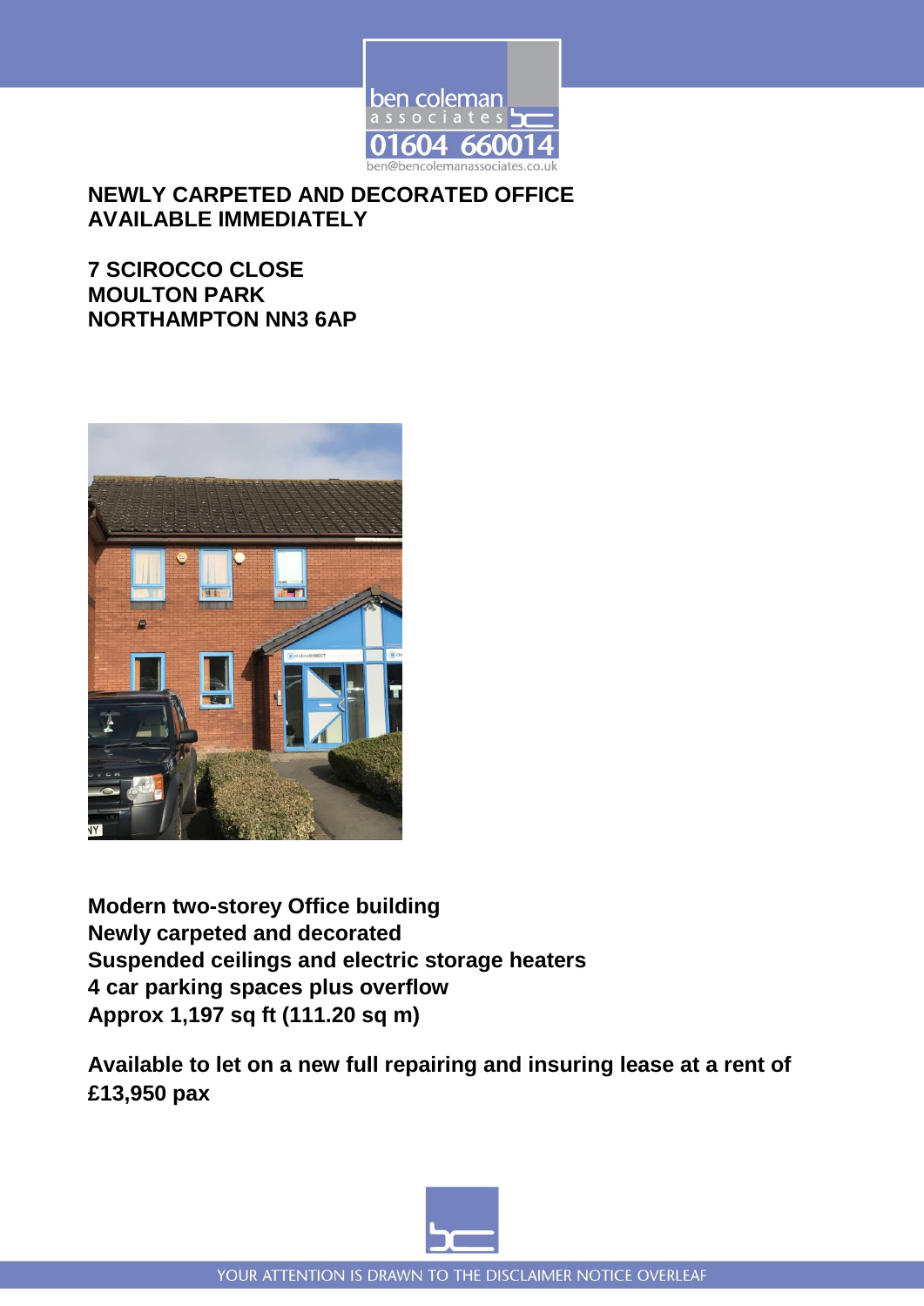ben coleman associates
01604 660014
ben@bencolemanassociates.co.uk

**NEWLY CARPETED AND DECORATED OFFICE AVAILABLE IMMEDIATELY**

**7 SCIROCCO CLOSE**
**MOULTON PARK**
**NORTHAMPTON NN3 6AP**

**Modern two-storey Office building**
**Newly carpeted and decorated**
**Suspended ceilings and electric storage heaters**
**4 car parking spaces plus overflow**
**Approx 1,197 sq ft (111.20 sq m)**

**Available to let on a new full repairing and insuring lease at a rent of £13,950 pax**

YOUR ATTENTION IS DRAWN TO THE DISCLAIMER NOTICE OVERLEAF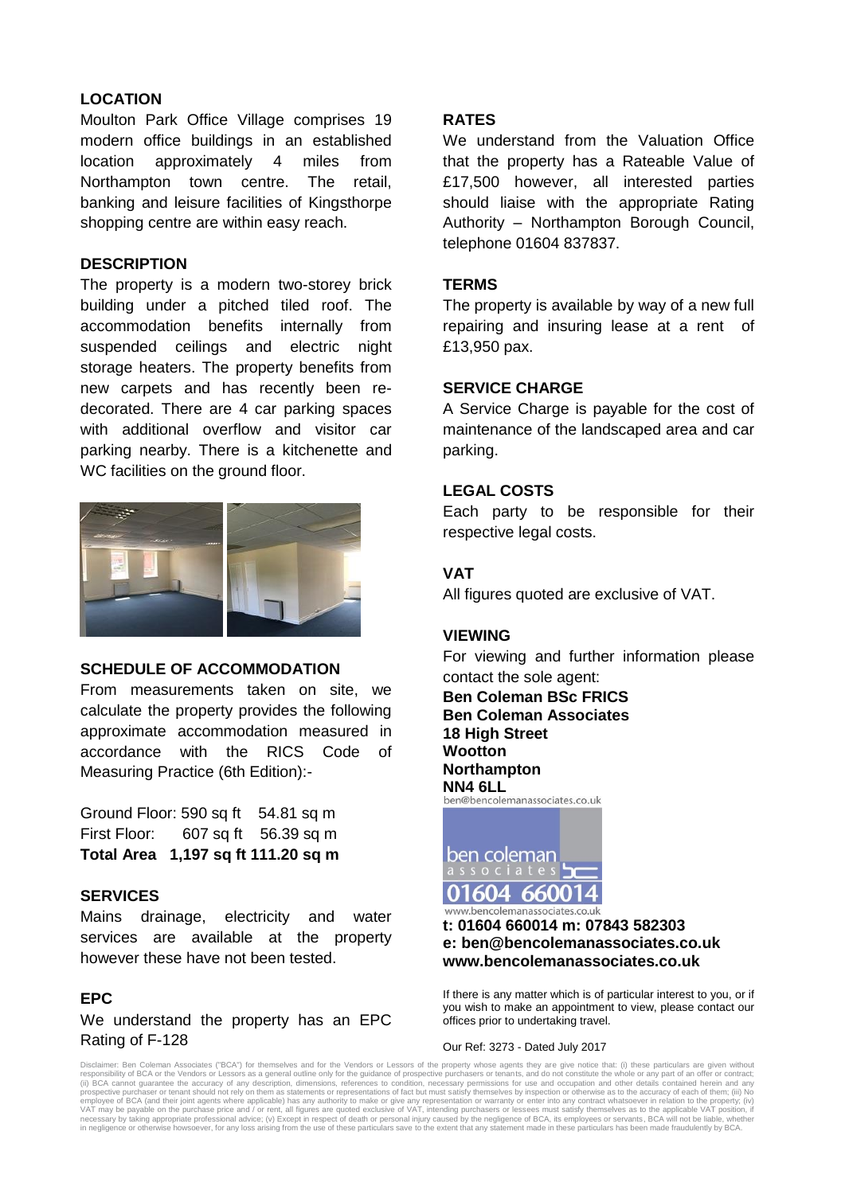## LOCATION

Moulton Park Office Village comprises 19 modern office buildings in an established location approximately 4 miles from Northampton town centre. The retail, banking and leisure facilities of Kingsthorpe shopping centre are within easy reach.

## DESCRIPTION

The property is a modern two-storey brick building under a pitched tiled roof. The accommodation benefits internally from suspended ceilings and electric night storage heaters. The property benefits from new carpets and has recently been re-decorated. There are 4 car parking spaces with additional overflow and visitor car parking nearby. There is a kitchenette and WC facilities on the ground floor.

## SCHEDULE OF ACCOMMODATION

From measurements taken on site, we calculate the property provides the following approximate accommodation measured in accordance with the RICS Code of Measuring Practice (6th Edition):-

| | | |
|---|---|---|
| Ground Floor: | 590 sq ft | 54.81 sq m |
| First Floor: | 607 sq ft | 56.39 sq m |
| **Total Area** | **1,197 sq ft** | **111.20 sq m** |

## SERVICES

Mains drainage, electricity and water services are available at the property however these have not been tested.

## EPC

We understand the property has an EPC Rating of F-128

## RATES

We understand from the Valuation Office that the property has a Rateable Value of £17,500 however, all interested parties should liaise with the appropriate Rating Authority – Northampton Borough Council, telephone 01604 837837.

## TERMS

The property is available by way of a new full repairing and insuring lease at a rent of £13,950 pax.

## SERVICE CHARGE

A Service Charge is payable for the cost of maintenance of the landscaped area and car parking.

## LEGAL COSTS

Each party to be responsible for their respective legal costs.

## VAT

All figures quoted are exclusive of VAT.

## VIEWING

For viewing and further information please contact the sole agent:

**Ben Coleman BSc FRICS**
**Ben Coleman Associates**
**18 High Street**
**Wootton**
**Northampton**
**NN4 6LL**

ben@bencolemanassociates.co.uk

ben coleman associates
01604 660014
www.bencolemanassociates.co.uk

**t: 01604 660014 m: 07843 582303**
**e: ben@bencolemanassociates.co.uk**
**www.bencolemanassociates.co.uk**

If there is any matter which is of particular interest to you, or if you wish to make an appointment to view, please contact our offices prior to undertaking travel.

Our Ref: 3273 - Dated July 2017

Disclaimer: Ben Coleman Associates ("BCA") for themselves and for the Vendors or Lessors of the property whose agents they are give notice that: (i) these particulars are given without responsibility of BCA or the Vendors or Lessors as a general outline only for the guidance of prospective purchasers or tenants, and do not constitute the whole or any part of an offer or contract; (ii) BCA cannot guarantee the accuracy of any description, dimensions, references to condition, necessary permissions for use and occupation and other details contained herein and any prospective purchaser or tenant should not rely on them as statements or representations of fact but must satisfy themselves by inspection or otherwise as to the accuracy of each of them; (iii) No employee of BCA (and their joint agents where applicable) has any authority to make or give any representation or warranty or enter into any contract whatsoever in relation to the property; (iv) VAT may be payable on the purchase price and / or rent, all figures are quoted exclusive of VAT, intending purchasers or lessees must satisfy themselves as to the applicable VAT position, if necessary by taking appropriate professional advice; (v) Except in respect of death or personal injury caused by the negligence of BCA, its employees or servants, BCA will not be liable, whether in negligence or otherwise howsoever, for any loss arising from the use of these particulars save to the extent that any statement made in these particulars has been made fraudulently by BCA.